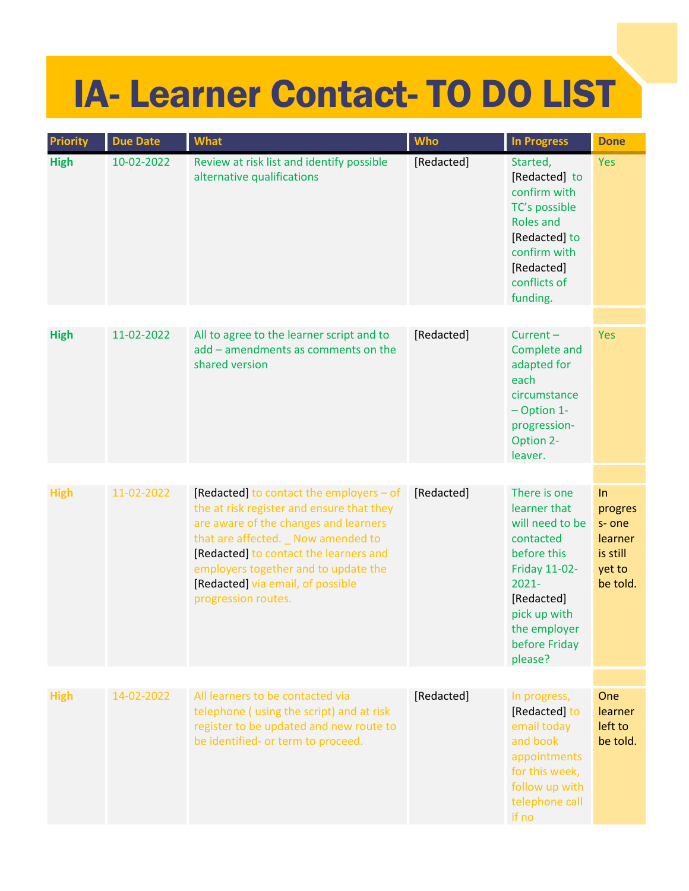# IA- Learner Contact- TO DO LIST

| Priority | Due Date | What | Who | In Progress | Done |
|---|---|---|---|---|---|
| **High** | 10-02-2022 | Review at risk list and identify possible alternative qualifications | [Redacted] | Started, [Redacted] to confirm with TC's possible Roles and [Redacted] to confirm with [Redacted] conflicts of funding. | Yes |
| **High** | 11-02-2022 | All to agree to the learner script and to add – amendments as comments on the shared version | [Redacted] | Current – Complete and adapted for each circumstance – Option 1- progression- Option 2- leaver. | Yes |
| **High** | 11-02-2022 | [Redacted] to contact the employers – of the at risk register and ensure that they are aware of the changes and learners that are affected. _ Now amended to [Redacted] to contact the learners and employers together and to update the [Redacted] via email, of possible progression routes. | [Redacted] | There is one learner that will need to be contacted before this Friday 11-02-2021- [Redacted] pick up with the employer before Friday please? | In progress- one learner is still yet to be told. |
| **High** | 14-02-2022 | All learners to be contacted via telephone ( using the script) and at risk register to be updated and new route to be identified- or term to proceed. | [Redacted] | In progress, [Redacted] to email today and book appointments for this week, follow up with telephone call if no | One learner left to be told. |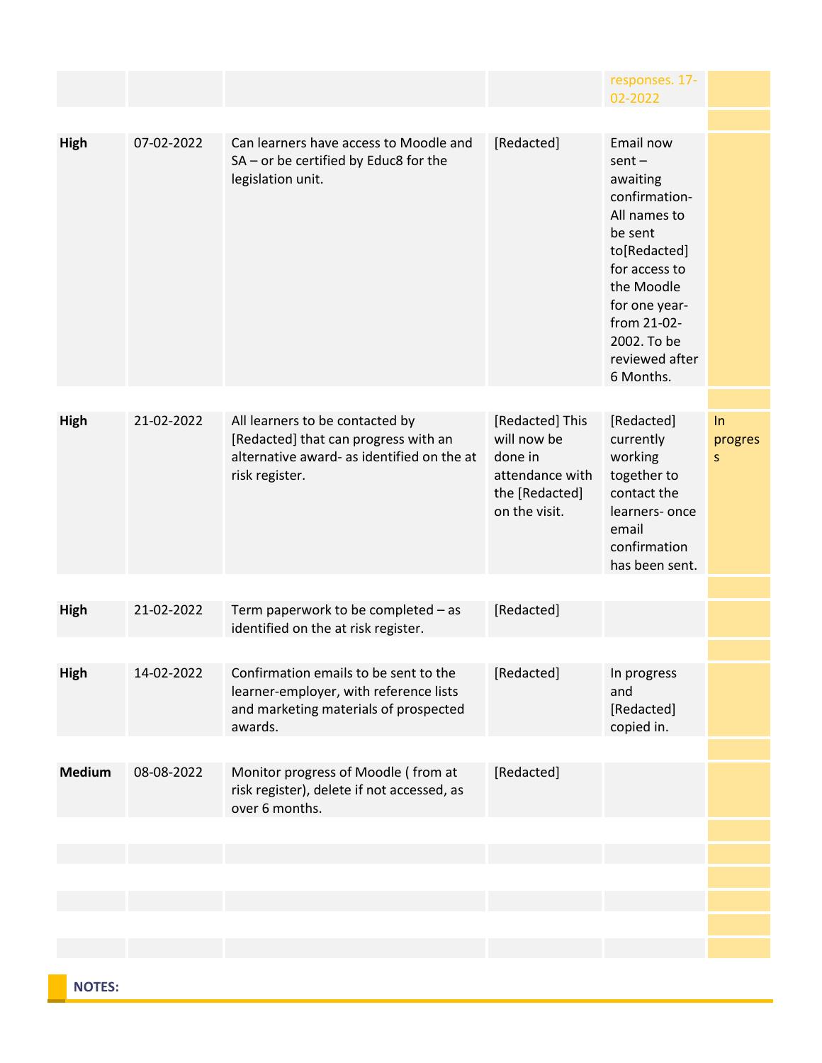| | | | | | |
|---|---|---|---|---|---|
| | | | | responses. 17-02-2022 | |
| **High** | 07-02-2022 | Can learners have access to Moodle and SA – or be certified by Educ8 for the legislation unit. | [Redacted] | Email now sent – awaiting confirmation- All names to be sent to[Redacted] for access to the Moodle for one year- from 21-02-2002. To be reviewed after 6 Months. | |
| **High** | 21-02-2022 | All learners to be contacted by [Redacted] that can progress with an alternative award- as identified on the at risk register. | [Redacted] This will now be done in attendance with the [Redacted] on the visit. | [Redacted] currently working together to contact the learners- once email confirmation has been sent. | In progress |
| **High** | 21-02-2022 | Term paperwork to be completed – as identified on the at risk register. | [Redacted] | | |
| **High** | 14-02-2022 | Confirmation emails to be sent to the learner-employer, with reference lists and marketing materials of prospected awards. | [Redacted] | In progress and [Redacted] copied in. | |
| **Medium** | 08-08-2022 | Monitor progress of Moodle ( from at risk register), delete if not accessed, as over 6 months. | [Redacted] | | |
| | | | | | |
| | | | | | |
| | | | | | |

**NOTES:**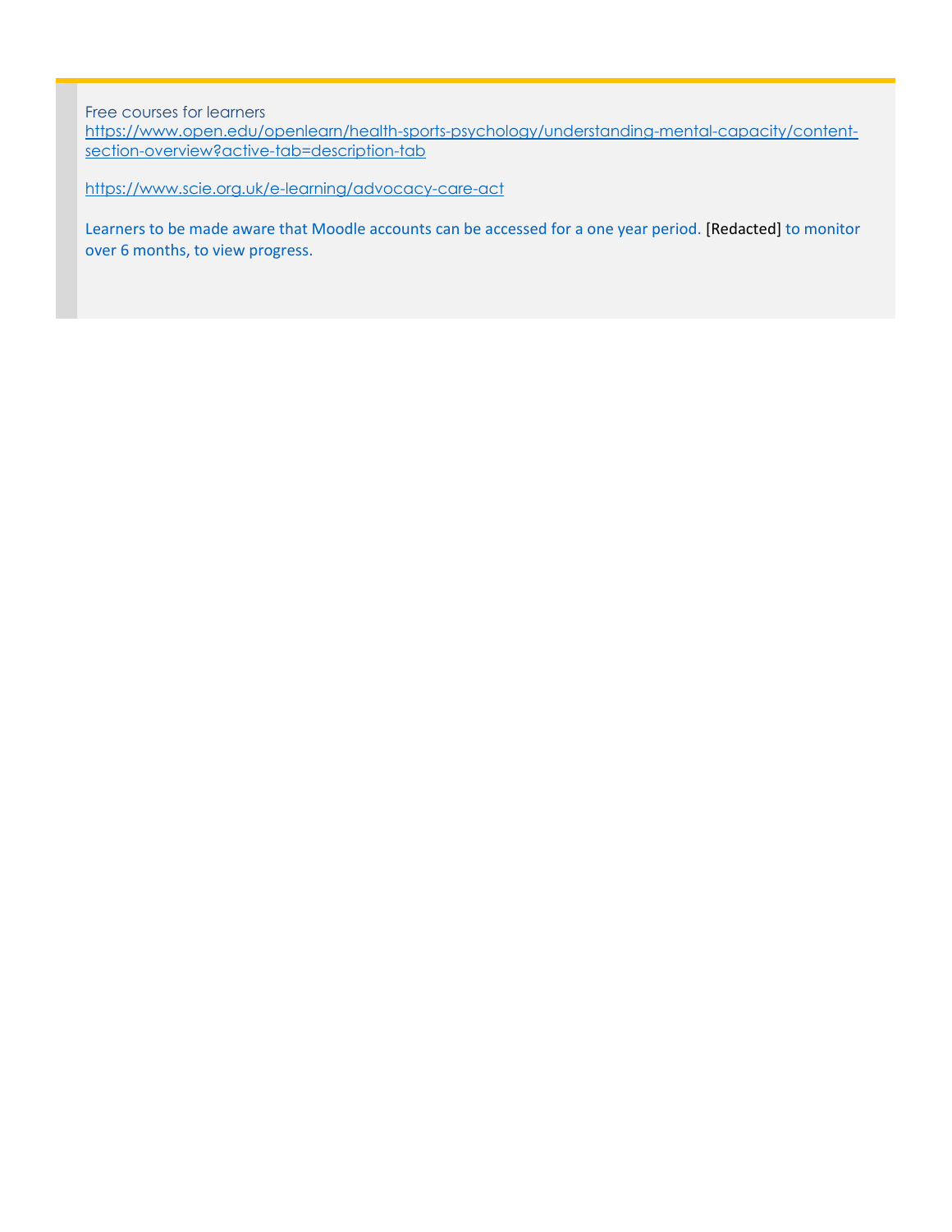Free courses for learners

https://www.open.edu/openlearn/health-sports-psychology/understanding-mental-capacity/content-section-overview?active-tab=description-tab

https://www.scie.org.uk/e-learning/advocacy-care-act

Learners to be made aware that Moodle accounts can be accessed for a one year period. [Redacted] to monitor over 6 months, to view progress.